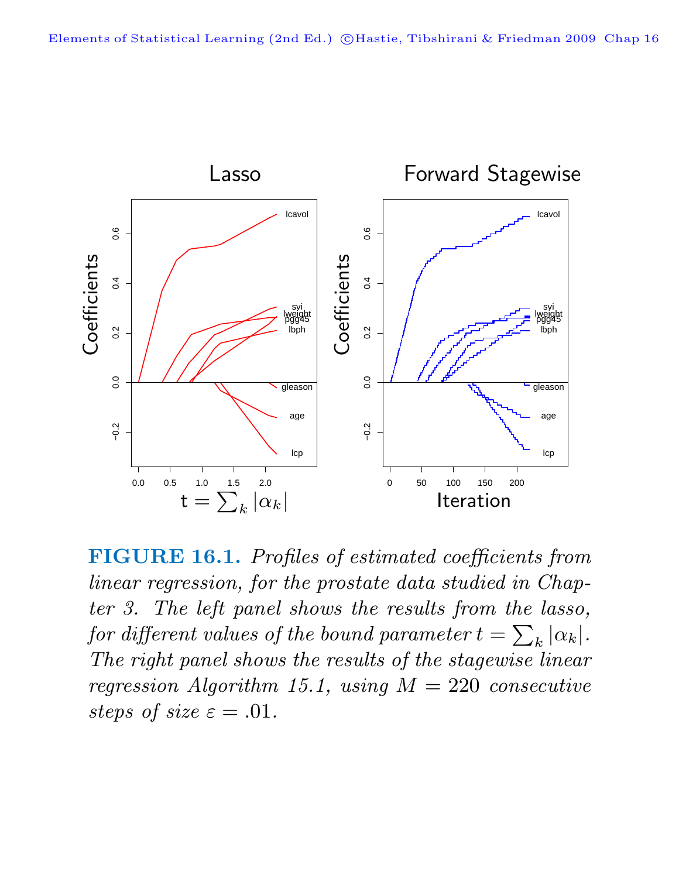**FIGURE 16.1.** *Profiles of estimated coefficients from linear regression, for the prostate data studied in Chapter 3. The left panel shows the results from the lasso, for different values of the bound parameter $t = \sum_k |\alpha_k|$. The right panel shows the results of the stagewise linear regression Algorithm 15.1, using $M = 220$ consecutive steps of size $\varepsilon = .01$.*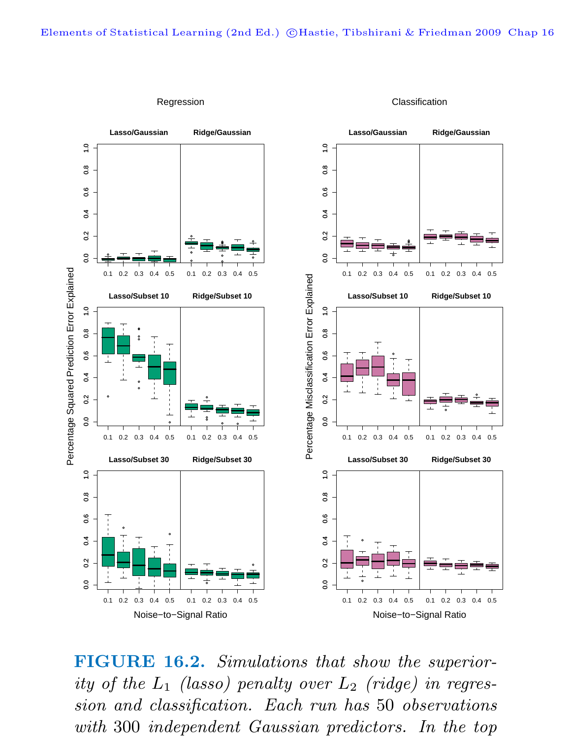**FIGURE 16.2.** *Simulations that show the superiority of the $L_1$ (lasso) penalty over $L_2$ (ridge) in regression and classification. Each run has 50 observations with 300 independent Gaussian predictors. In the top*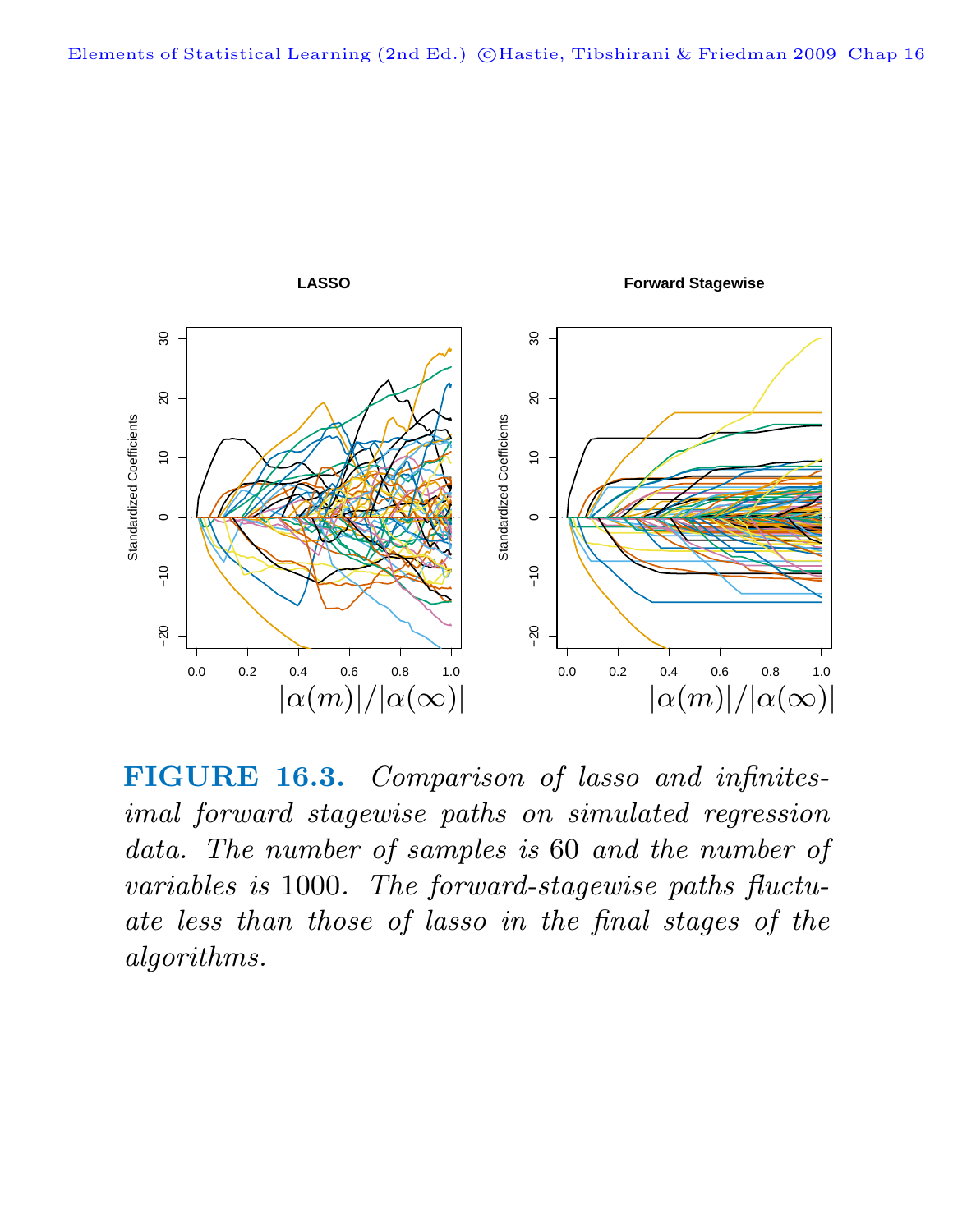**FIGURE 16.3.** *Comparison of lasso and infinitesimal forward stagewise paths on simulated regression data. The number of samples is* 60 *and the number of variables is* 1000*. The forward-stagewise paths fluctuate less than those of lasso in the final stages of the algorithms.*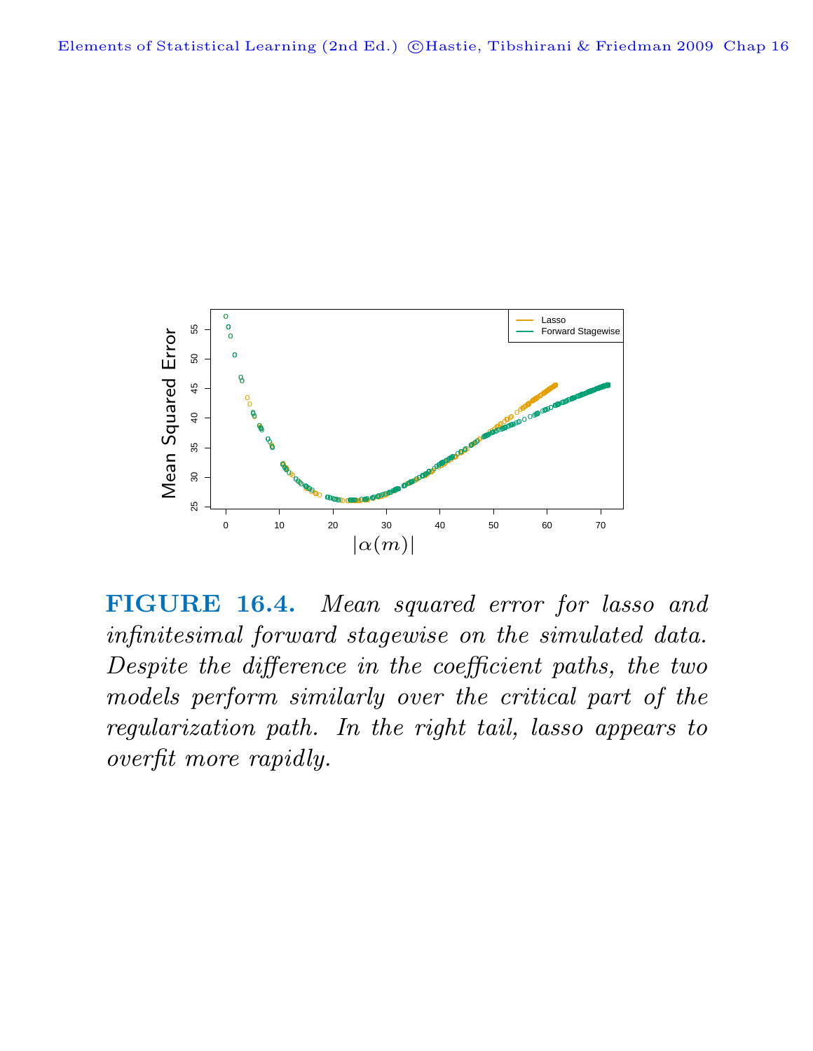**FIGURE 16.4.** *Mean squared error for lasso and infinitesimal forward stagewise on the simulated data. Despite the difference in the coefficient paths, the two models perform similarly over the critical part of the regularization path. In the right tail, lasso appears to overfit more rapidly.*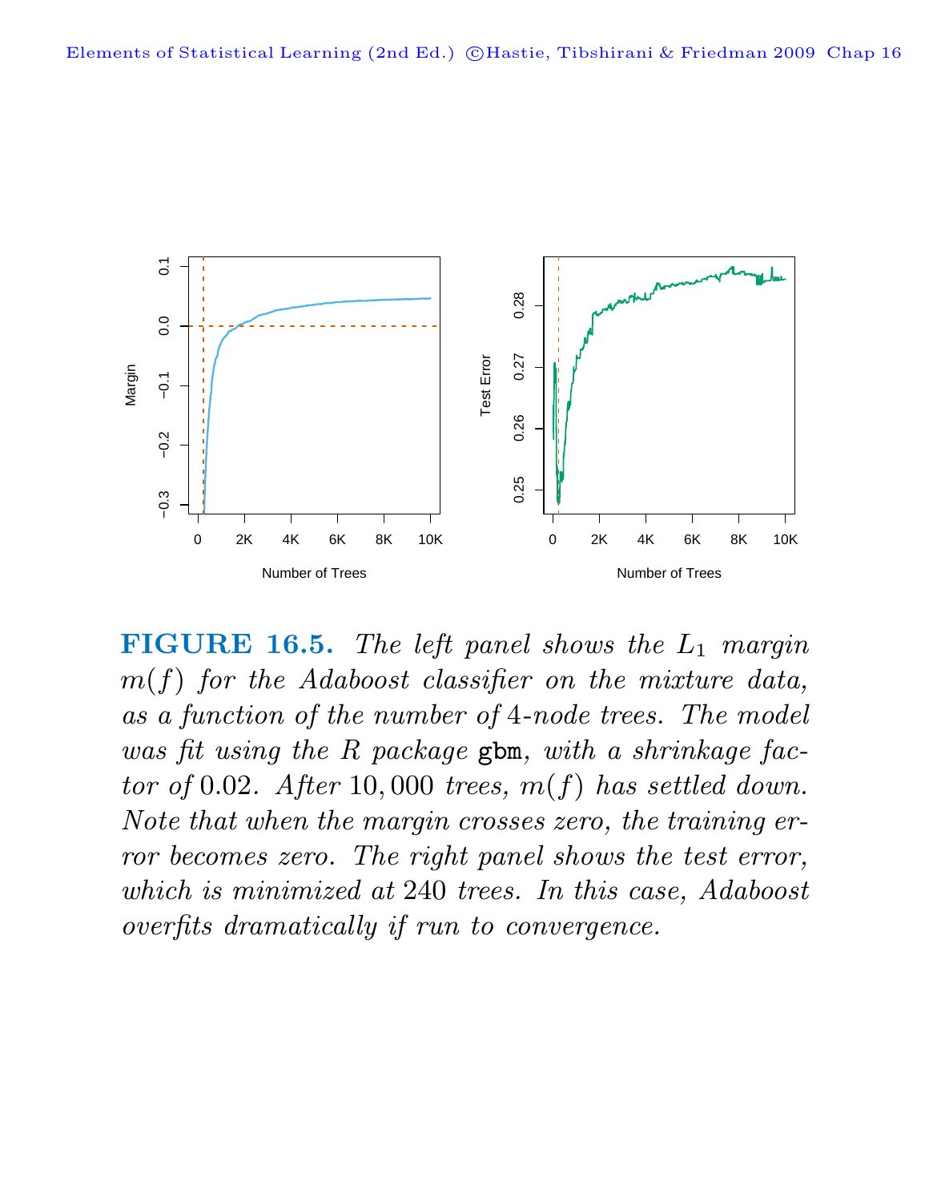**FIGURE 16.5.** *The left panel shows the $L_1$ margin $m(f)$ for the Adaboost classifier on the mixture data, as a function of the number of 4-node trees. The model was fit using the R package* `gbm`*, with a shrinkage factor of 0.02. After 10,000 trees, $m(f)$ has settled down. Note that when the margin crosses zero, the training error becomes zero. The right panel shows the test error, which is minimized at 240 trees. In this case, Adaboost overfits dramatically if run to convergence.*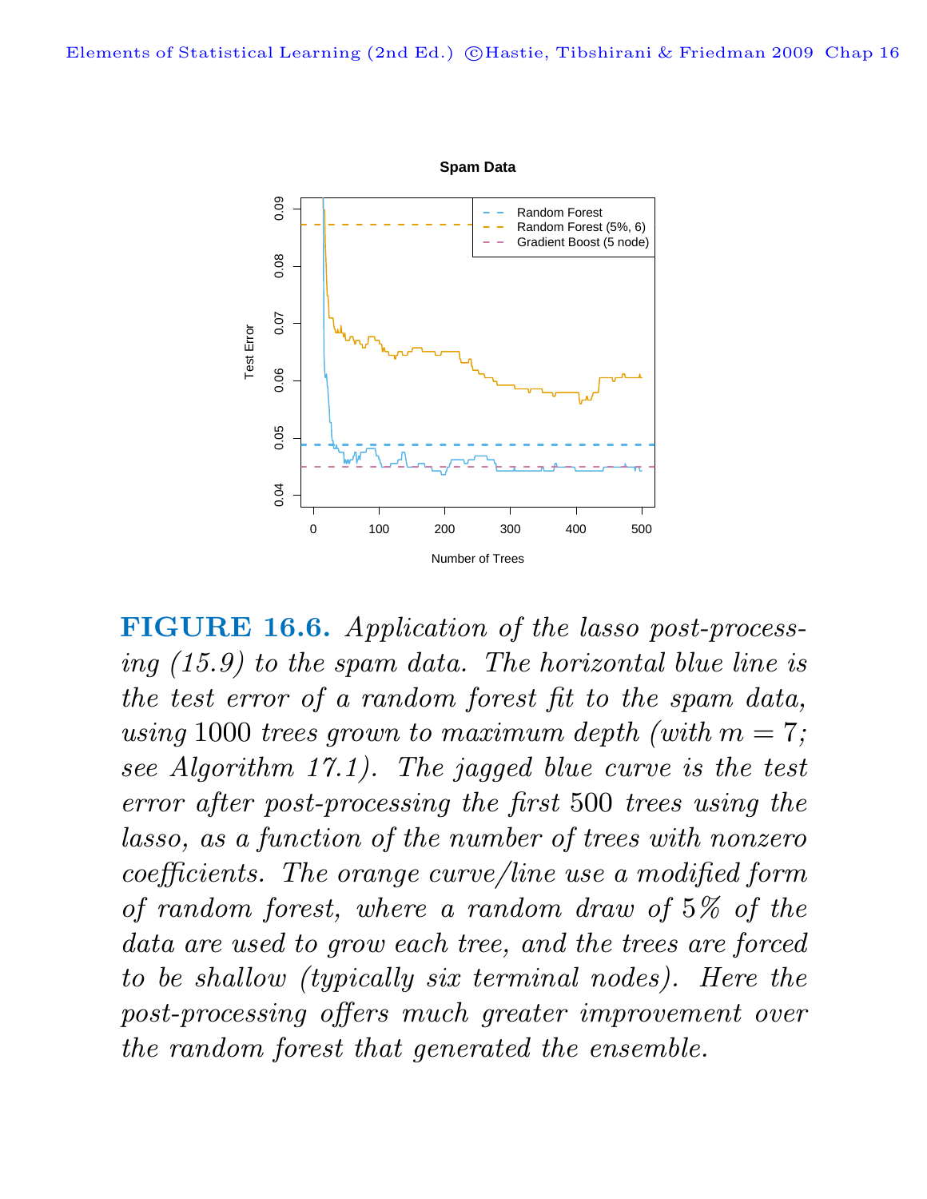**FIGURE 16.6.** *Application of the lasso post-processing (15.9) to the spam data. The horizontal blue line is the test error of a random forest fit to the spam data, using* 1000 *trees grown to maximum depth (with* $m = 7$*; see Algorithm 17.1). The jagged blue curve is the test error after post-processing the first* 500 *trees using the lasso, as a function of the number of trees with nonzero coefficients. The orange curve/line use a modified form of random forest, where a random draw of* 5% *of the data are used to grow each tree, and the trees are forced to be shallow (typically six terminal nodes). Here the post-processing offers much greater improvement over the random forest that generated the ensemble.*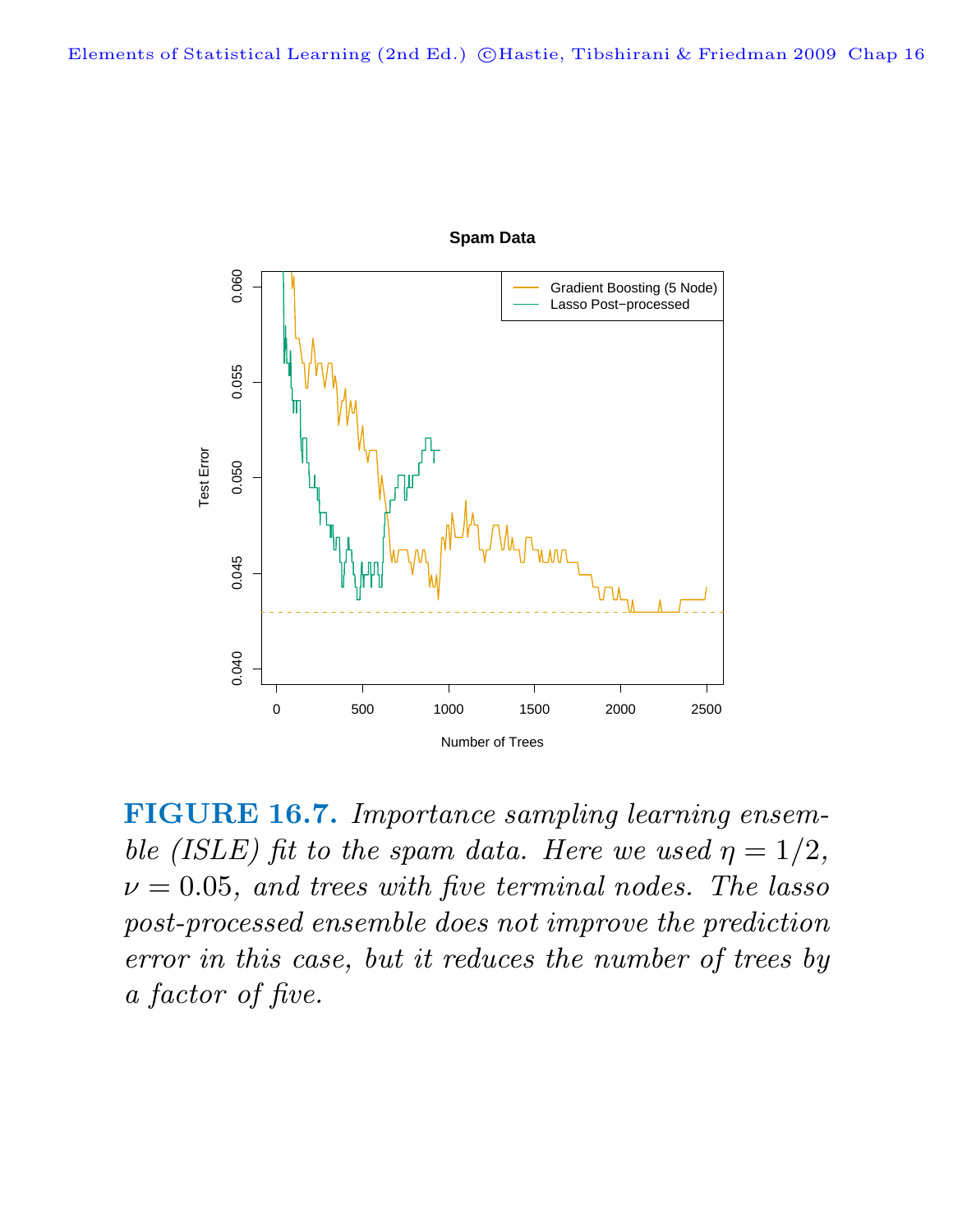**FIGURE 16.7.** *Importance sampling learning ensemble (ISLE) fit to the spam data. Here we used $\eta = 1/2$, $\nu = 0.05$, and trees with five terminal nodes. The lasso post-processed ensemble does not improve the prediction error in this case, but it reduces the number of trees by a factor of five.*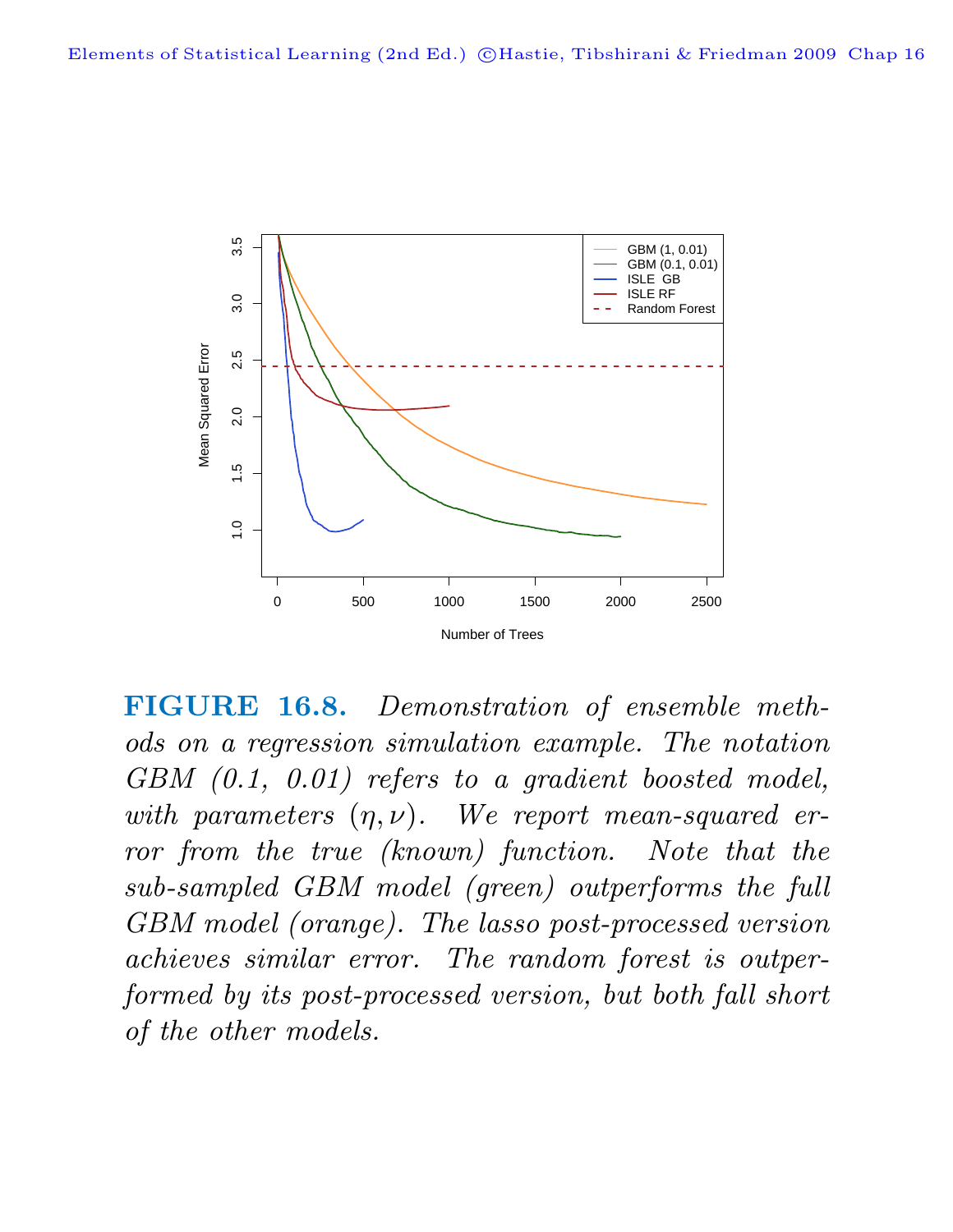**FIGURE 16.8.** *Demonstration of ensemble methods on a regression simulation example. The notation GBM (0.1, 0.01) refers to a gradient boosted model, with parameters $(\eta, \nu)$. We report mean-squared error from the true (known) function. Note that the sub-sampled GBM model (green) outperforms the full GBM model (orange). The lasso post-processed version achieves similar error. The random forest is outperformed by its post-processed version, but both fall short of the other models.*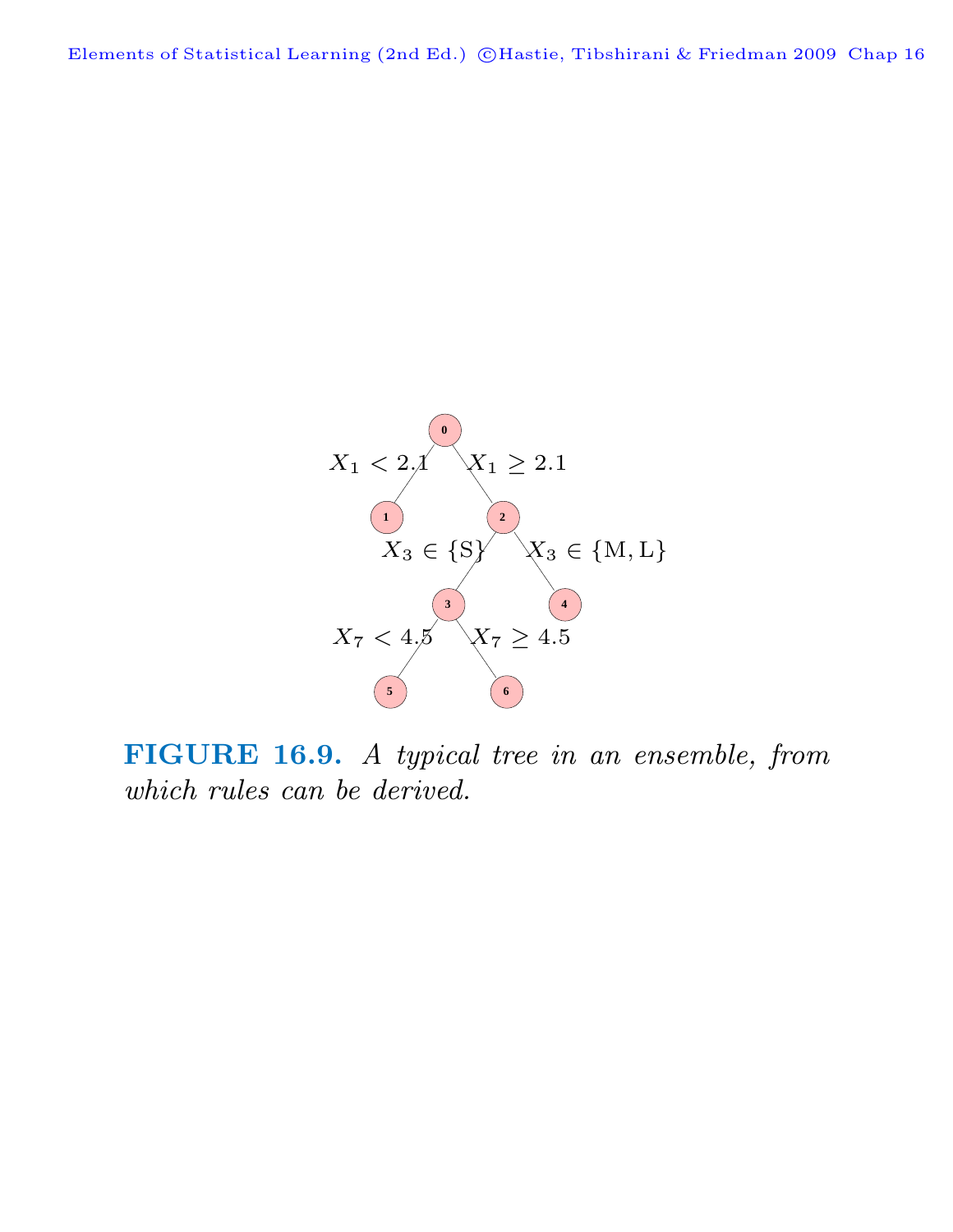**FIGURE 16.9.** *A typical tree in an ensemble, from which rules can be derived.*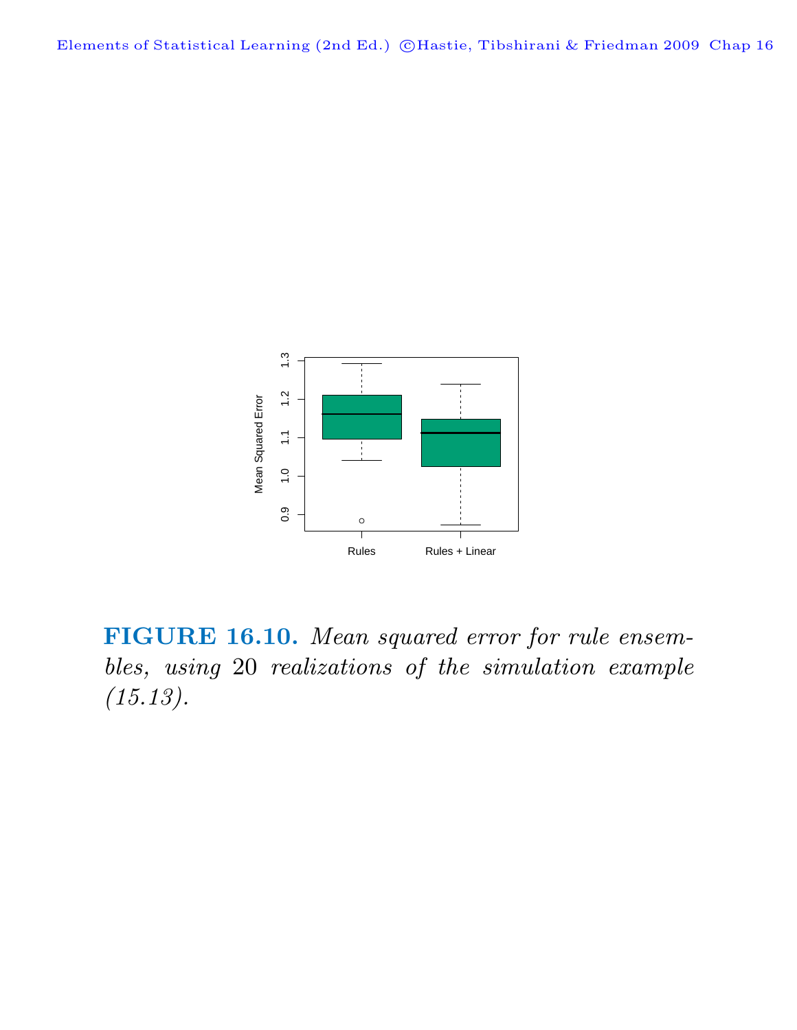Mean Squared Error

0.9
1.0
1.1
1.2
1.3

Rules
Rules + Linear

**FIGURE 16.10.** *Mean squared error for rule ensembles, using* 20 *realizations of the simulation example (15.13).*